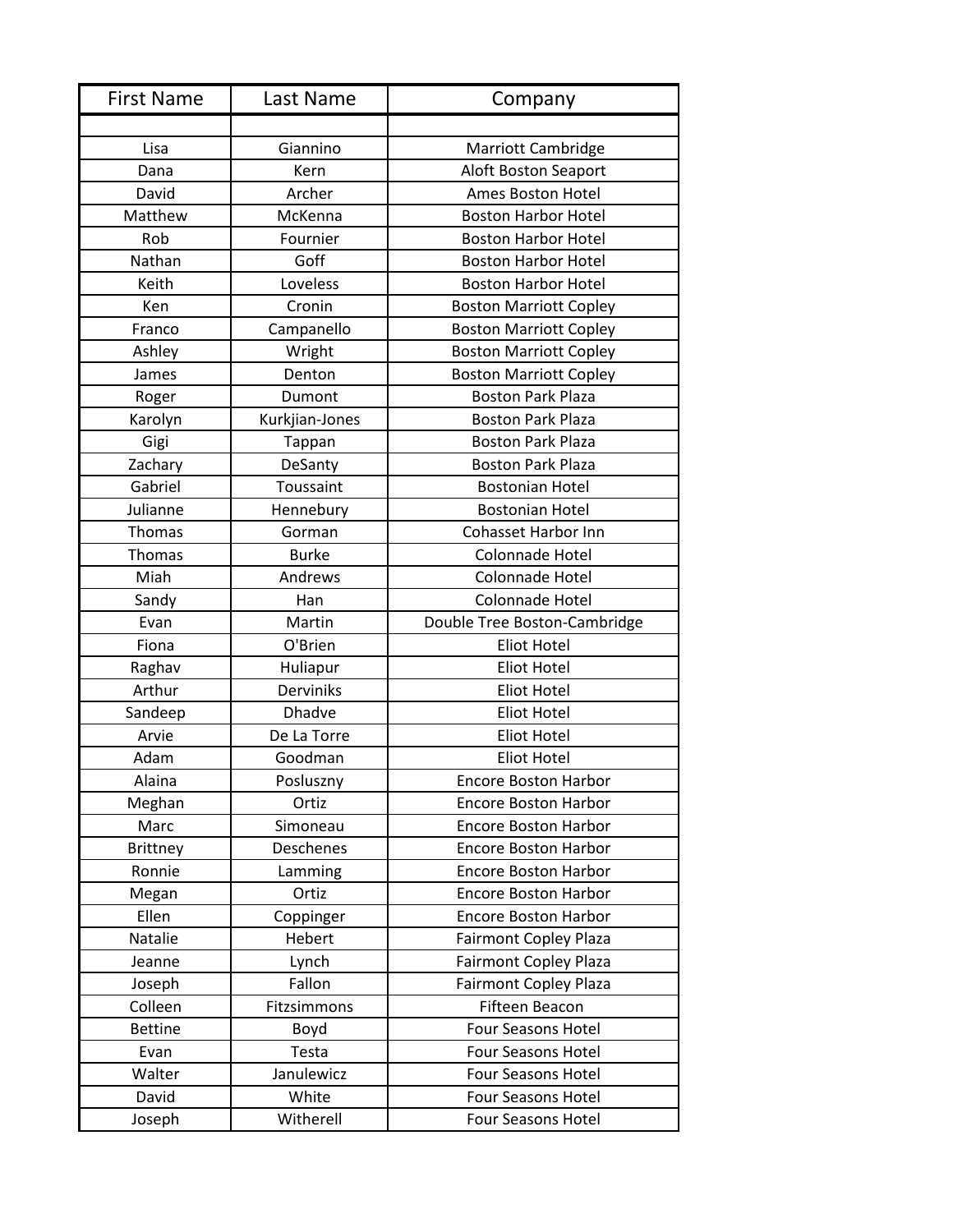| First Name | Last Name | Company |
|---|---|---|
| | | |
| Lisa | Giannino | Marriott Cambridge |
| Dana | Kern | Aloft Boston Seaport |
| David | Archer | Ames Boston Hotel |
| Matthew | McKenna | Boston Harbor Hotel |
| Rob | Fournier | Boston Harbor Hotel |
| Nathan | Goff | Boston Harbor Hotel |
| Keith | Loveless | Boston Harbor Hotel |
| Ken | Cronin | Boston Marriott Copley |
| Franco | Campanello | Boston Marriott Copley |
| Ashley | Wright | Boston Marriott Copley |
| James | Denton | Boston Marriott Copley |
| Roger | Dumont | Boston Park Plaza |
| Karolyn | Kurkjian-Jones | Boston Park Plaza |
| Gigi | Tappan | Boston Park Plaza |
| Zachary | DeSanty | Boston Park Plaza |
| Gabriel | Toussaint | Bostonian Hotel |
| Julianne | Hennebury | Bostonian Hotel |
| Thomas | Gorman | Cohasset Harbor Inn |
| Thomas | Burke | Colonnade Hotel |
| Miah | Andrews | Colonnade Hotel |
| Sandy | Han | Colonnade Hotel |
| Evan | Martin | Double Tree Boston-Cambridge |
| Fiona | O'Brien | Eliot Hotel |
| Raghav | Huliapur | Eliot Hotel |
| Arthur | Derviniks | Eliot Hotel |
| Sandeep | Dhadve | Eliot Hotel |
| Arvie | De La Torre | Eliot Hotel |
| Adam | Goodman | Eliot Hotel |
| Alaina | Posluszny | Encore Boston Harbor |
| Meghan | Ortiz | Encore Boston Harbor |
| Marc | Simoneau | Encore Boston Harbor |
| Brittney | Deschenes | Encore Boston Harbor |
| Ronnie | Lamming | Encore Boston Harbor |
| Megan | Ortiz | Encore Boston Harbor |
| Ellen | Coppinger | Encore Boston Harbor |
| Natalie | Hebert | Fairmont Copley Plaza |
| Jeanne | Lynch | Fairmont Copley Plaza |
| Joseph | Fallon | Fairmont Copley Plaza |
| Colleen | Fitzsimmons | Fifteen Beacon |
| Bettine | Boyd | Four Seasons Hotel |
| Evan | Testa | Four Seasons Hotel |
| Walter | Janulewicz | Four Seasons Hotel |
| David | White | Four Seasons Hotel |
| Joseph | Witherell | Four Seasons Hotel |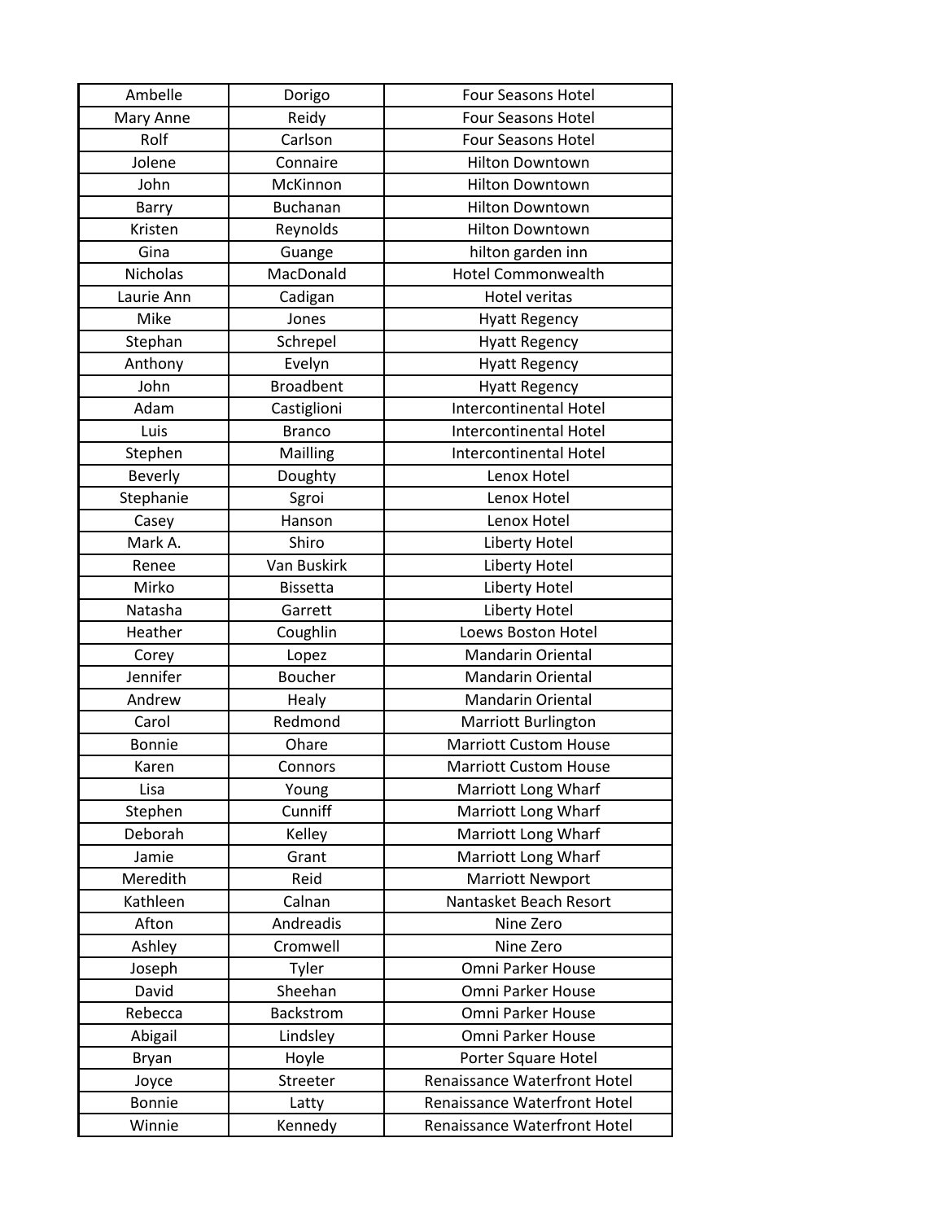| | | |
|---|---|---|
| Ambelle | Dorigo | Four Seasons Hotel |
| Mary Anne | Reidy | Four Seasons Hotel |
| Rolf | Carlson | Four Seasons Hotel |
| Jolene | Connaire | Hilton Downtown |
| John | McKinnon | Hilton Downtown |
| Barry | Buchanan | Hilton Downtown |
| Kristen | Reynolds | Hilton Downtown |
| Gina | Guange | hilton garden inn |
| Nicholas | MacDonald | Hotel Commonwealth |
| Laurie Ann | Cadigan | Hotel veritas |
| Mike | Jones | Hyatt Regency |
| Stephan | Schrepel | Hyatt Regency |
| Anthony | Evelyn | Hyatt Regency |
| John | Broadbent | Hyatt Regency |
| Adam | Castiglioni | Intercontinental Hotel |
| Luis | Branco | Intercontinental Hotel |
| Stephen | Mailling | Intercontinental Hotel |
| Beverly | Doughty | Lenox Hotel |
| Stephanie | Sgroi | Lenox Hotel |
| Casey | Hanson | Lenox Hotel |
| Mark A. | Shiro | Liberty Hotel |
| Renee | Van Buskirk | Liberty Hotel |
| Mirko | Bissetta | Liberty Hotel |
| Natasha | Garrett | Liberty Hotel |
| Heather | Coughlin | Loews Boston Hotel |
| Corey | Lopez | Mandarin Oriental |
| Jennifer | Boucher | Mandarin Oriental |
| Andrew | Healy | Mandarin Oriental |
| Carol | Redmond | Marriott Burlington |
| Bonnie | Ohare | Marriott Custom House |
| Karen | Connors | Marriott Custom House |
| Lisa | Young | Marriott Long Wharf |
| Stephen | Cunniff | Marriott Long Wharf |
| Deborah | Kelley | Marriott Long Wharf |
| Jamie | Grant | Marriott Long Wharf |
| Meredith | Reid | Marriott Newport |
| Kathleen | Calnan | Nantasket Beach Resort |
| Afton | Andreadis | Nine Zero |
| Ashley | Cromwell | Nine Zero |
| Joseph | Tyler | Omni Parker House |
| David | Sheehan | Omni Parker House |
| Rebecca | Backstrom | Omni Parker House |
| Abigail | Lindsley | Omni Parker House |
| Bryan | Hoyle | Porter Square Hotel |
| Joyce | Streeter | Renaissance Waterfront Hotel |
| Bonnie | Latty | Renaissance Waterfront Hotel |
| Winnie | Kennedy | Renaissance Waterfront Hotel |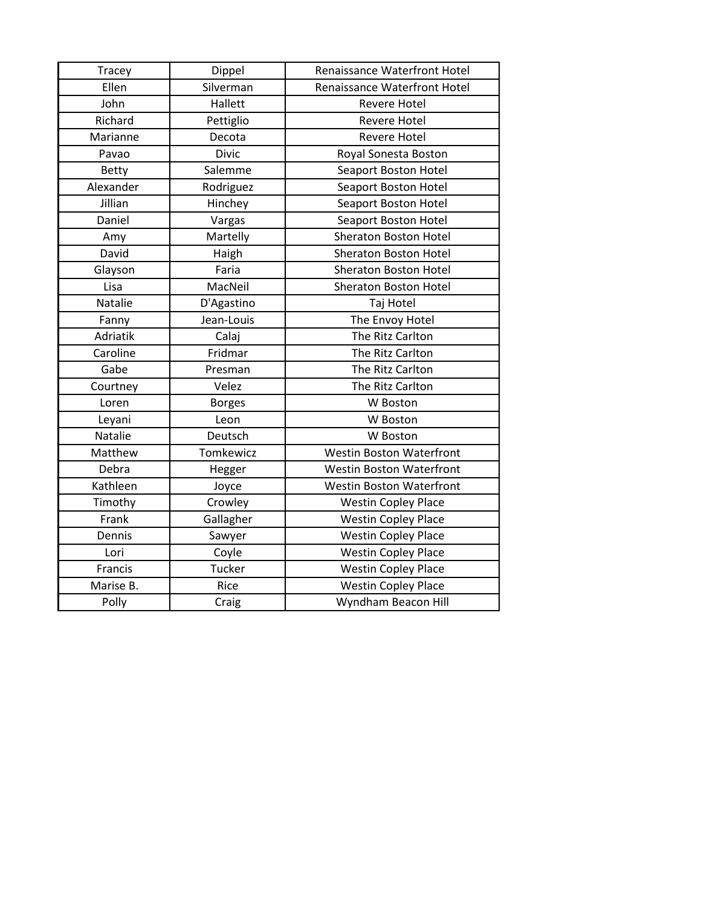| | | |
|---|---|---|
| Tracey | Dippel | Renaissance Waterfront Hotel |
| Ellen | Silverman | Renaissance Waterfront Hotel |
| John | Hallett | Revere Hotel |
| Richard | Pettiglio | Revere Hotel |
| Marianne | Decota | Revere Hotel |
| Pavao | Divic | Royal Sonesta Boston |
| Betty | Salemme | Seaport Boston Hotel |
| Alexander | Rodriguez | Seaport Boston Hotel |
| Jillian | Hinchey | Seaport Boston Hotel |
| Daniel | Vargas | Seaport Boston Hotel |
| Amy | Martelly | Sheraton Boston Hotel |
| David | Haigh | Sheraton Boston Hotel |
| Glayson | Faria | Sheraton Boston Hotel |
| Lisa | MacNeil | Sheraton Boston Hotel |
| Natalie | D'Agastino | Taj Hotel |
| Fanny | Jean-Louis | The Envoy Hotel |
| Adriatik | Calaj | The Ritz Carlton |
| Caroline | Fridmar | The Ritz Carlton |
| Gabe | Presman | The Ritz Carlton |
| Courtney | Velez | The Ritz Carlton |
| Loren | Borges | W Boston |
| Leyani | Leon | W Boston |
| Natalie | Deutsch | W Boston |
| Matthew | Tomkewicz | Westin Boston Waterfront |
| Debra | Hegger | Westin Boston Waterfront |
| Kathleen | Joyce | Westin Boston Waterfront |
| Timothy | Crowley | Westin Copley Place |
| Frank | Gallagher | Westin Copley Place |
| Dennis | Sawyer | Westin Copley Place |
| Lori | Coyle | Westin Copley Place |
| Francis | Tucker | Westin Copley Place |
| Marise B. | Rice | Westin Copley Place |
| Polly | Craig | Wyndham Beacon Hill |